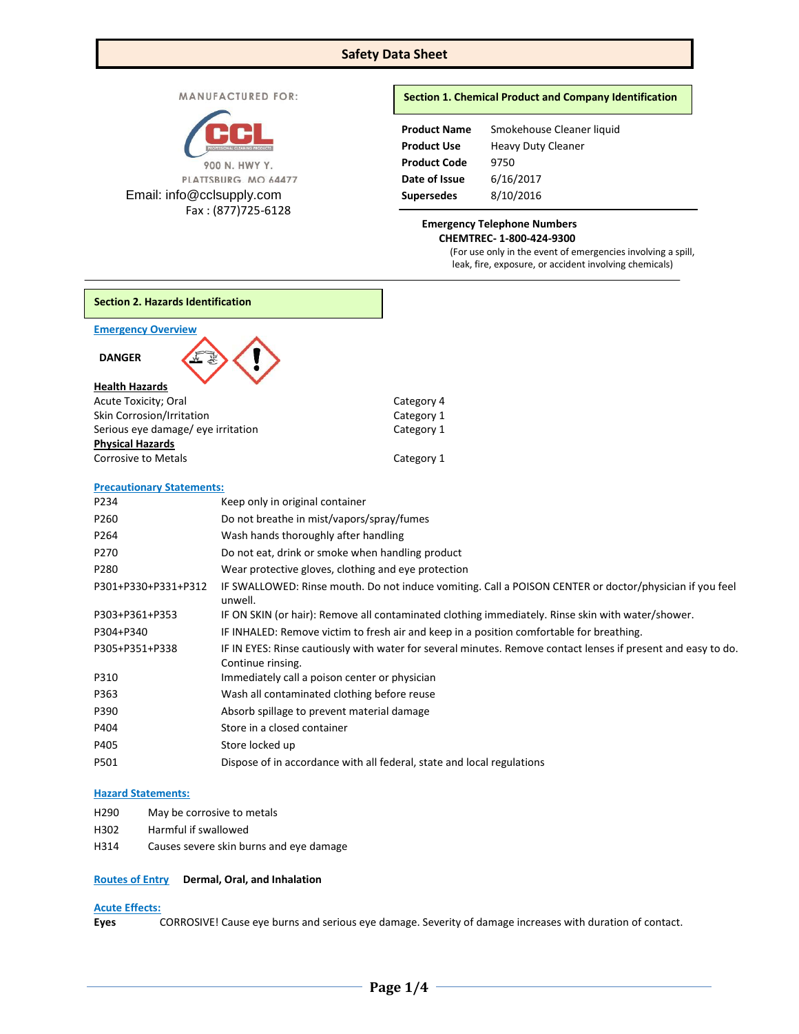# Safety Data Sheet

MANUFACTURED FOR:

CCL PROFESSIONAL CLEANING PRODUCTS

900 N. HWY Y.
PLATTSBURG, MO 64477
Email: info@cclsupply.com
Fax : (877)725-6128

## Section 1. Chemical Product and Company Identification

| | |
|---|---|
| **Product Name** | Smokehouse Cleaner liquid |
| **Product Use** | Heavy Duty Cleaner |
| **Product Code** | 9750 |
| **Date of Issue** | 6/16/2017 |
| **Supersedes** | 8/10/2016 |

**Emergency Telephone Numbers**
**CHEMTREC- 1-800-424-9300**
(For use only in the event of emergencies involving a spill, leak, fire, exposure, or accident involving chemicals)

## Section 2. Hazards Identification

**Emergency Overview**

**DANGER**

| **Health Hazards** | |
|---|---|
| Acute Toxicity; Oral | Category 4 |
| Skin Corrosion/Irritation | Category 1 |
| Serious eye damage/ eye irritation | Category 1 |
| **Physical Hazards** | |
| Corrosive to Metals | Category 1 |

**Precautionary Statements:**

| | |
|---|---|
| P234 | Keep only in original container |
| P260 | Do not breathe in mist/vapors/spray/fumes |
| P264 | Wash hands thoroughly after handling |
| P270 | Do not eat, drink or smoke when handling product |
| P280 | Wear protective gloves, clothing and eye protection |
| P301+P330+P331+P312 | IF SWALLOWED: Rinse mouth. Do not induce vomiting. Call a POISON CENTER or doctor/physician if you feel unwell. |
| P303+P361+P353 | IF ON SKIN (or hair): Remove all contaminated clothing immediately. Rinse skin with water/shower. |
| P304+P340 | IF INHALED: Remove victim to fresh air and keep in a position comfortable for breathing. |
| P305+P351+P338 | IF IN EYES: Rinse cautiously with water for several minutes. Remove contact lenses if present and easy to do. Continue rinsing. |
| P310 | Immediately call a poison center or physician |
| P363 | Wash all contaminated clothing before reuse |
| P390 | Absorb spillage to prevent material damage |
| P404 | Store in a closed container |
| P405 | Store locked up |
| P501 | Dispose of in accordance with all federal, state and local regulations |

**Hazard Statements:**

| | |
|---|---|
| H290 | May be corrosive to metals |
| H302 | Harmful if swallowed |
| H314 | Causes severe skin burns and eye damage |

**Routes of Entry** **Dermal, Oral, and Inhalation**

**Acute Effects:**

**Eyes** CORROSIVE! Cause eye burns and serious eye damage. Severity of damage increases with duration of contact.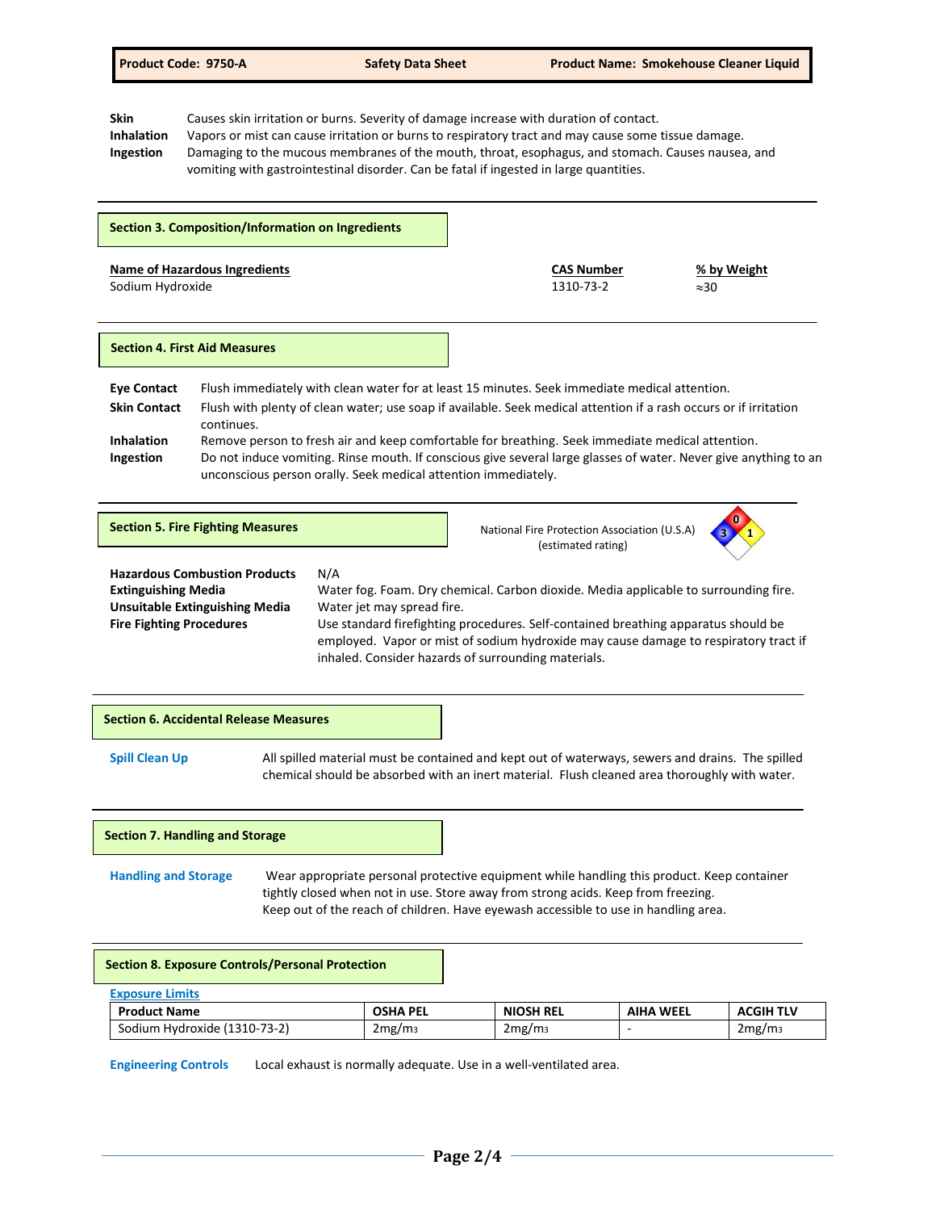**Skin** Causes skin irritation or burns. Severity of damage increase with duration of contact.

**Inhalation** Vapors or mist can cause irritation or burns to respiratory tract and may cause some tissue damage.

**Ingestion** Damaging to the mucous membranes of the mouth, throat, esophagus, and stomach. Causes nausea, and vomiting with gastrointestinal disorder. Can be fatal if ingested in large quantities.

## Section 3. Composition/Information on Ingredients

| Name of Hazardous Ingredients | CAS Number | % by Weight |
|---|---|---|
| Sodium Hydroxide | 1310-73-2 | ≈30 |

## Section 4. First Aid Measures

**Eye Contact** Flush immediately with clean water for at least 15 minutes. Seek immediate medical attention.

**Skin Contact** Flush with plenty of clean water; use soap if available. Seek medical attention if a rash occurs or if irritation continues.

**Inhalation** Remove person to fresh air and keep comfortable for breathing. Seek immediate medical attention.

**Ingestion** Do not induce vomiting. Rinse mouth. If conscious give several large glasses of water. Never give anything to an unconscious person orally. Seek medical attention immediately.

## Section 5. Fire Fighting Measures

National Fire Protection Association (U.S.A) (estimated rating)

Health: 3, Flammability: 0, Instability: 1

**Hazardous Combustion Products** N/A

**Extinguishing Media** Water fog. Foam. Dry chemical. Carbon dioxide. Media applicable to surrounding fire.

**Unsuitable Extinguishing Media** Water jet may spread fire.

**Fire Fighting Procedures** Use standard firefighting procedures. Self-contained breathing apparatus should be employed. Vapor or mist of sodium hydroxide may cause damage to respiratory tract if inhaled. Consider hazards of surrounding materials.

## Section 6. Accidental Release Measures

**Spill Clean Up** All spilled material must be contained and kept out of waterways, sewers and drains. The spilled chemical should be absorbed with an inert material. Flush cleaned area thoroughly with water.

## Section 7. Handling and Storage

**Handling and Storage** Wear appropriate personal protective equipment while handling this product. Keep container tightly closed when not in use. Store away from strong acids. Keep from freezing. Keep out of the reach of children. Have eyewash accessible to use in handling area.

## Section 8. Exposure Controls/Personal Protection

**Exposure Limits**

| Product Name | OSHA PEL | NIOSH REL | AIHA WEEL | ACGIH TLV |
|---|---|---|---|---|
| Sodium Hydroxide (1310-73-2) | 2mg/m$^3$ | 2mg/m$^3$ | - | 2mg/m$^3$ |

**Engineering Controls** Local exhaust is normally adequate. Use in a well-ventilated area.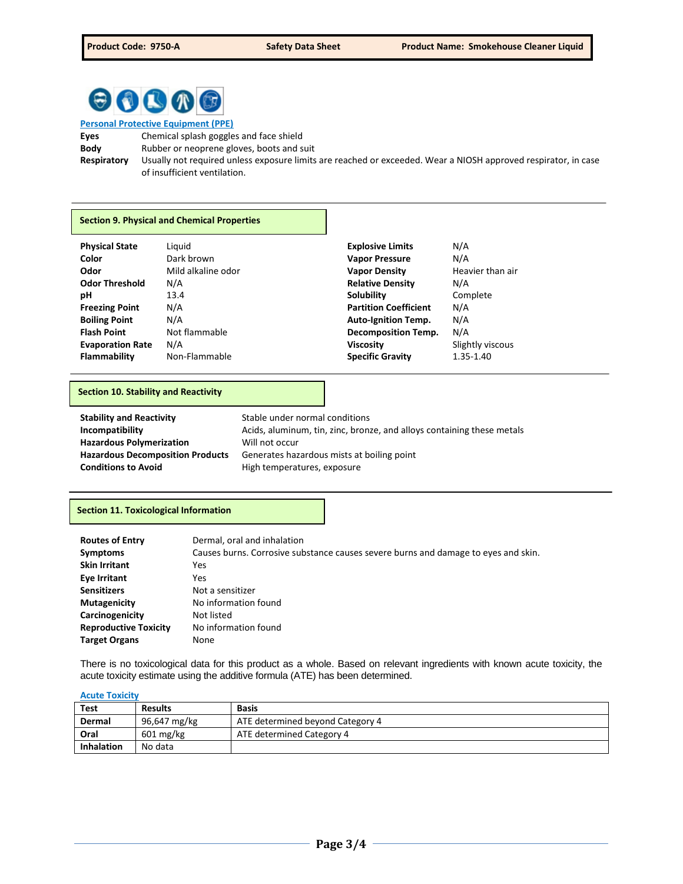**Personal Protective Equipment (PPE)**

| | |
|---|---|
| **Eyes** | Chemical splash goggles and face shield |
| **Body** | Rubber or neoprene gloves, boots and suit |
| **Respiratory** | Usually not required unless exposure limits are reached or exceeded. Wear a NIOSH approved respirator, in case of insufficient ventilation. |

## Section 9. Physical and Chemical Properties

| | | | |
|---|---|---|---|
| **Physical State** | Liquid | **Explosive Limits** | N/A |
| **Color** | Dark brown | **Vapor Pressure** | N/A |
| **Odor** | Mild alkaline odor | **Vapor Density** | Heavier than air |
| **Odor Threshold** | N/A | **Relative Density** | N/A |
| **pH** | 13.4 | **Solubility** | Complete |
| **Freezing Point** | N/A | **Partition Coefficient** | N/A |
| **Boiling Point** | N/A | **Auto-Ignition Temp.** | N/A |
| **Flash Point** | Not flammable | **Decomposition Temp.** | N/A |
| **Evaporation Rate** | N/A | **Viscosity** | Slightly viscous |
| **Flammability** | Non-Flammable | **Specific Gravity** | 1.35-1.40 |

## Section 10. Stability and Reactivity

| | |
|---|---|
| **Stability and Reactivity** | Stable under normal conditions |
| **Incompatibility** | Acids, aluminum, tin, zinc, bronze, and alloys containing these metals |
| **Hazardous Polymerization** | Will not occur |
| **Hazardous Decomposition Products** | Generates hazardous mists at boiling point |
| **Conditions to Avoid** | High temperatures, exposure |

## Section 11. Toxicological Information

| | |
|---|---|
| **Routes of Entry** | Dermal, oral and inhalation |
| **Symptoms** | Causes burns. Corrosive substance causes severe burns and damage to eyes and skin. |
| **Skin Irritant** | Yes |
| **Eye Irritant** | Yes |
| **Sensitizers** | Not a sensitizer |
| **Mutagenicity** | No information found |
| **Carcinogenicity** | Not listed |
| **Reproductive Toxicity** | No information found |
| **Target Organs** | None |

There is no toxicological data for this product as a whole. Based on relevant ingredients with known acute toxicity, the acute toxicity estimate using the additive formula (ATE) has been determined.

**Acute Toxicity**

| Test | Results | Basis |
|---|---|---|
| **Dermal** | 96,647 mg/kg | ATE determined beyond Category 4 |
| **Oral** | 601 mg/kg | ATE determined Category 4 |
| **Inhalation** | No data | |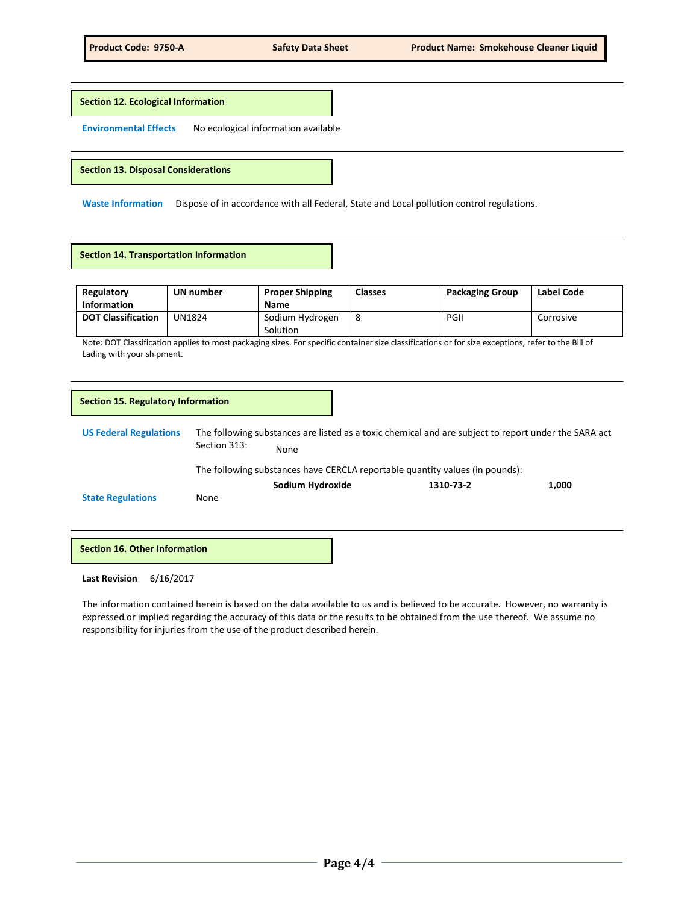## Section 12. Ecological Information

**Environmental Effects** No ecological information available

## Section 13. Disposal Considerations

**Waste Information** Dispose of in accordance with all Federal, State and Local pollution control regulations.

## Section 14. Transportation Information

| Regulatory Information | UN number | Proper Shipping Name | Classes | Packaging Group | Label Code |
|---|---|---|---|---|---|
| **DOT Classification** | UN1824 | Sodium Hydrogen Solution | 8 | PGII | Corrosive |

Note: DOT Classification applies to most packaging sizes. For specific container size classifications or for size exceptions, refer to the Bill of Lading with your shipment.

## Section 15. Regulatory Information

**US Federal Regulations** The following substances are listed as a toxic chemical and are subject to report under the SARA act Section 313: None

The following substances have CERCLA reportable quantity values (in pounds):

| | | |
|---|---|---|
| **Sodium Hydroxide** | **1310-73-2** | **1,000** |

**State Regulations** None

## Section 16. Other Information

**Last Revision** 6/16/2017

The information contained herein is based on the data available to us and is believed to be accurate. However, no warranty is expressed or implied regarding the accuracy of this data or the results to be obtained from the use thereof. We assume no responsibility for injuries from the use of the product described herein.